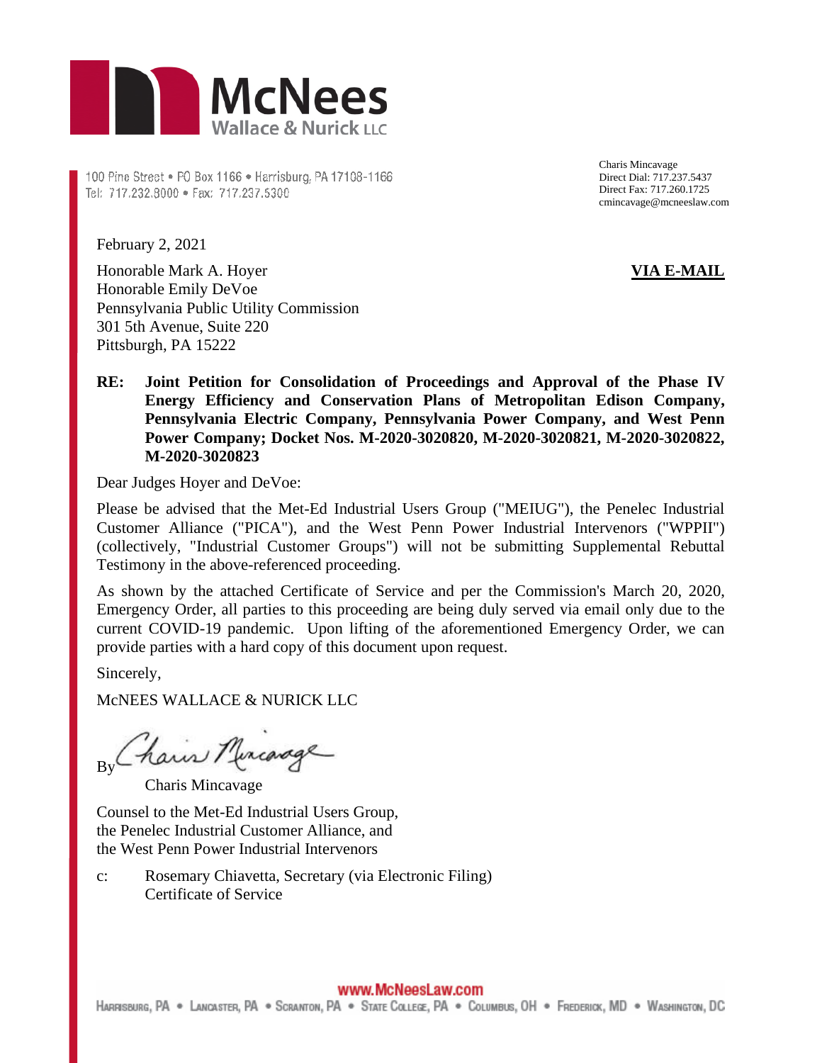McNees Wallace & Nurick LLC

100 Pine Street • PO Box 1166 • Harrisburg, PA 17108-1166
Tel: 717.232.8000 • Fax: 717.237.5300

Charis Mincavage
Direct Dial: 717.237.5437
Direct Fax: 717.260.1725
cmincavage@mcneeslaw.com

February 2, 2021

Honorable Mark A. Hoyer
Honorable Emily DeVoe
Pennsylvania Public Utility Commission
301 5th Avenue, Suite 220
Pittsburgh, PA 15222

**VIA E-MAIL**

**RE: Joint Petition for Consolidation of Proceedings and Approval of the Phase IV Energy Efficiency and Conservation Plans of Metropolitan Edison Company, Pennsylvania Electric Company, Pennsylvania Power Company, and West Penn Power Company; Docket Nos. M-2020-3020820, M-2020-3020821, M-2020-3020822, M-2020-3020823**

Dear Judges Hoyer and DeVoe:

Please be advised that the Met-Ed Industrial Users Group ("MEIUG"), the Penelec Industrial Customer Alliance ("PICA"), and the West Penn Power Industrial Intervenors ("WPPII") (collectively, "Industrial Customer Groups") will not be submitting Supplemental Rebuttal Testimony in the above-referenced proceeding.

As shown by the attached Certificate of Service and per the Commission's March 20, 2020, Emergency Order, all parties to this proceeding are being duly served via email only due to the current COVID-19 pandemic. Upon lifting of the aforementioned Emergency Order, we can provide parties with a hard copy of this document upon request.

Sincerely,

McNEES WALLACE & NURICK LLC

By *Charis Mincavage*

Charis Mincavage

Counsel to the Met-Ed Industrial Users Group, the Penelec Industrial Customer Alliance, and the West Penn Power Industrial Intervenors

c: Rosemary Chiavetta, Secretary (via Electronic Filing)
Certificate of Service

www.McNeesLaw.com
Harrisburg, PA • Lancaster, PA • Scranton, PA • State College, PA • Columbus, OH • Frederick, MD • Washington, DC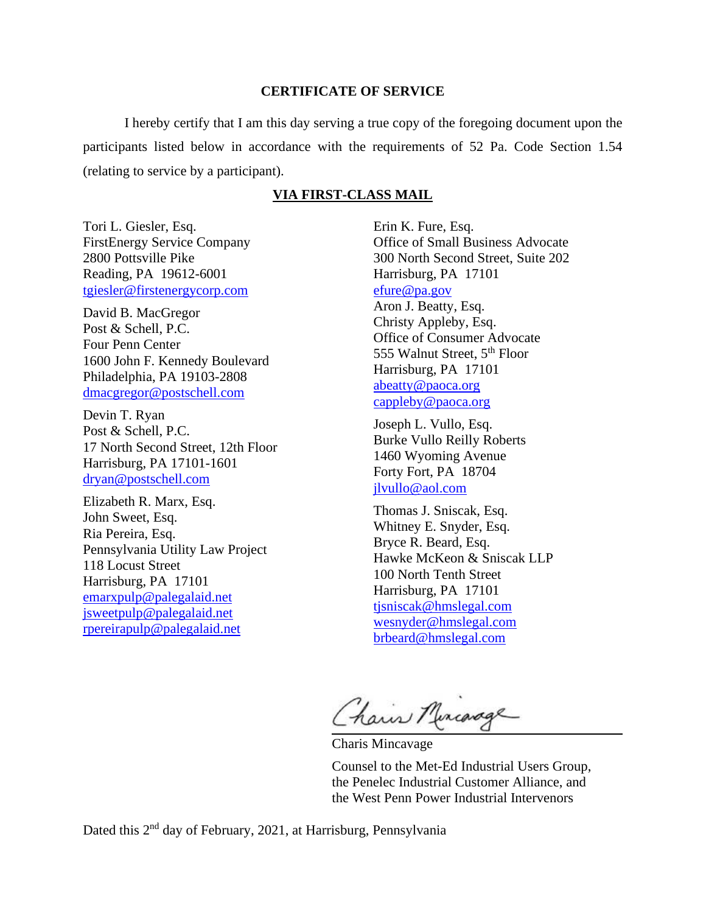**CERTIFICATE OF SERVICE**

I hereby certify that I am this day serving a true copy of the foregoing document upon the participants listed below in accordance with the requirements of 52 Pa. Code Section 1.54 (relating to service by a participant).

**VIA FIRST-CLASS MAIL**

Tori L. Giesler, Esq.
FirstEnergy Service Company
2800 Pottsville Pike
Reading, PA 19612-6001
tgiesler@firstenergycorp.com

David B. MacGregor
Post & Schell, P.C.
Four Penn Center
1600 John F. Kennedy Boulevard
Philadelphia, PA 19103-2808
dmacgregor@postschell.com

Devin T. Ryan
Post & Schell, P.C.
17 North Second Street, 12th Floor
Harrisburg, PA 17101-1601
dryan@postschell.com

Elizabeth R. Marx, Esq.
John Sweet, Esq.
Ria Pereira, Esq.
Pennsylvania Utility Law Project
118 Locust Street
Harrisburg, PA 17101
emarxpulp@palegalaid.net
jsweetpulp@palegalaid.net
rpereirapulp@palegalaid.net

Erin K. Fure, Esq.
Office of Small Business Advocate
300 North Second Street, Suite 202
Harrisburg, PA 17101
efure@pa.gov

Aron J. Beatty, Esq.
Christy Appleby, Esq.
Office of Consumer Advocate
555 Walnut Street, 5th Floor
Harrisburg, PA 17101
abeatty@paoca.org
cappleby@paoca.org

Joseph L. Vullo, Esq.
Burke Vullo Reilly Roberts
1460 Wyoming Avenue
Forty Fort, PA 18704
jlvullo@aol.com

Thomas J. Sniscak, Esq.
Whitney E. Snyder, Esq.
Bryce R. Beard, Esq.
Hawke McKeon & Sniscak LLP
100 North Tenth Street
Harrisburg, PA 17101
tjsniscak@hmslegal.com
wesnyder@hmslegal.com
brbeard@hmslegal.com

Charis Mincavage

Counsel to the Met-Ed Industrial Users Group, the Penelec Industrial Customer Alliance, and the West Penn Power Industrial Intervenors

Dated this 2nd day of February, 2021, at Harrisburg, Pennsylvania